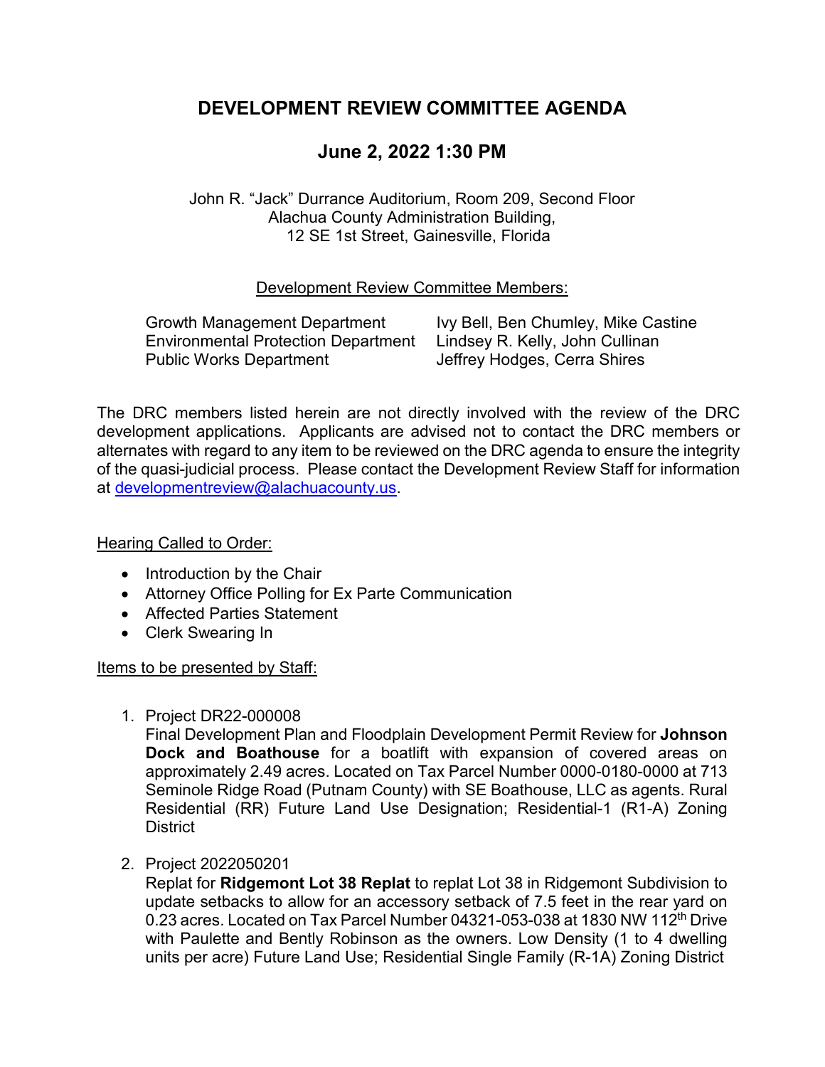# DEVELOPMENT REVIEW COMMITTEE AGENDA

## June 2, 2022 1:30 PM

John R. "Jack" Durrance Auditorium, Room 209, Second Floor
Alachua County Administration Building,
12 SE 1st Street, Gainesville, Florida

Development Review Committee Members:

| | |
|---|---|
| Growth Management Department | Ivy Bell, Ben Chumley, Mike Castine |
| Environmental Protection Department | Lindsey R. Kelly, John Cullinan |
| Public Works Department | Jeffrey Hodges, Cerra Shires |

The DRC members listed herein are not directly involved with the review of the DRC development applications. Applicants are advised not to contact the DRC members or alternates with regard to any item to be reviewed on the DRC agenda to ensure the integrity of the quasi-judicial process. Please contact the Development Review Staff for information at developmentreview@alachuacounty.us.

Hearing Called to Order:

- Introduction by the Chair
- Attorney Office Polling for Ex Parte Communication
- Affected Parties Statement
- Clerk Swearing In

Items to be presented by Staff:

1. Project DR22-000008
   Final Development Plan and Floodplain Development Permit Review for **Johnson Dock and Boathouse** for a boatlift with expansion of covered areas on approximately 2.49 acres. Located on Tax Parcel Number 0000-0180-0000 at 713 Seminole Ridge Road (Putnam County) with SE Boathouse, LLC as agents. Rural Residential (RR) Future Land Use Designation; Residential-1 (R1-A) Zoning District

2. Project 2022050201
   Replat for **Ridgemont Lot 38 Replat** to replat Lot 38 in Ridgemont Subdivision to update setbacks to allow for an accessory setback of 7.5 feet in the rear yard on 0.23 acres. Located on Tax Parcel Number 04321-053-038 at 1830 NW 112th Drive with Paulette and Bently Robinson as the owners. Low Density (1 to 4 dwelling units per acre) Future Land Use; Residential Single Family (R-1A) Zoning District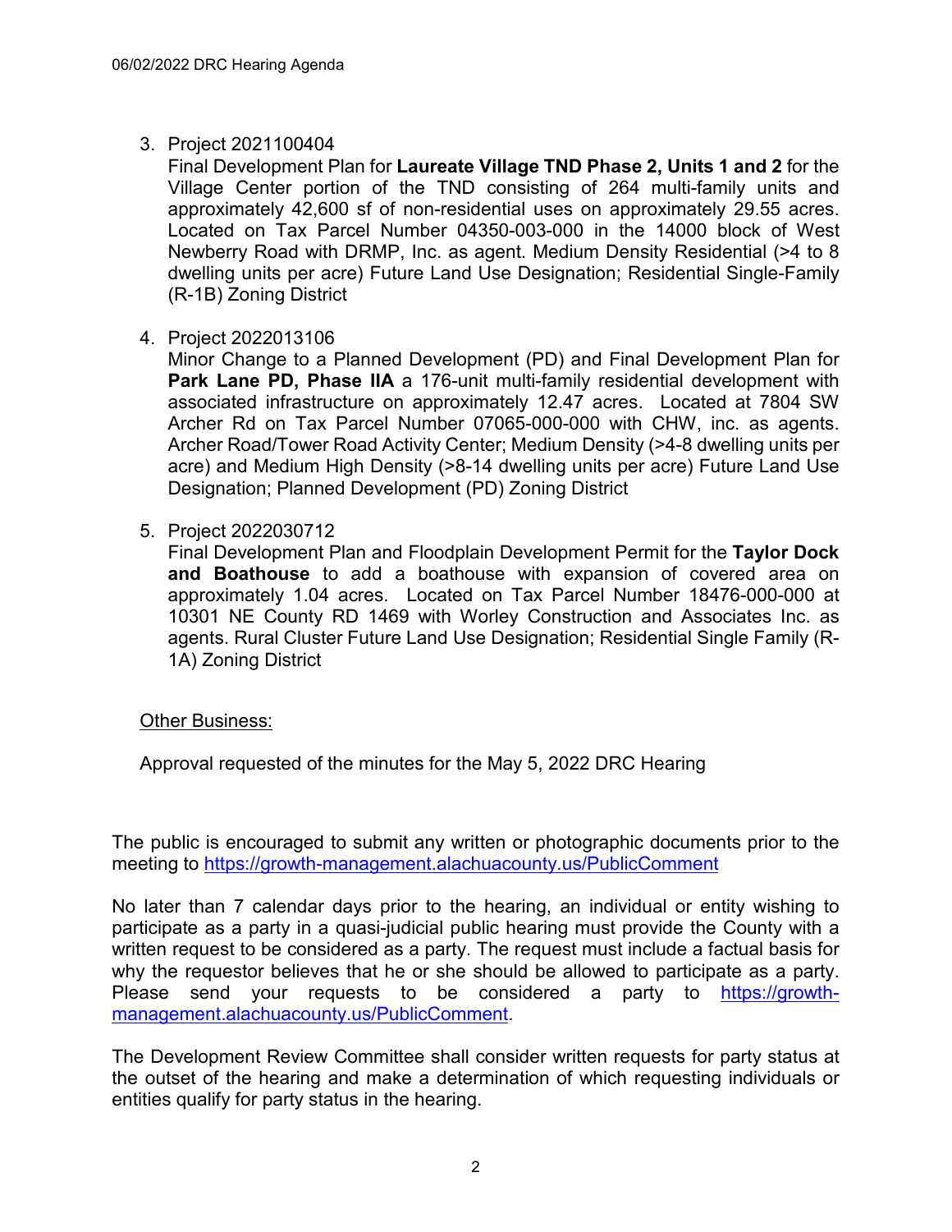3. Project 2021100404
   Final Development Plan for **Laureate Village TND Phase 2, Units 1 and 2** for the Village Center portion of the TND consisting of 264 multi-family units and approximately 42,600 sf of non-residential uses on approximately 29.55 acres. Located on Tax Parcel Number 04350-003-000 in the 14000 block of West Newberry Road with DRMP, Inc. as agent. Medium Density Residential (>4 to 8 dwelling units per acre) Future Land Use Designation; Residential Single-Family (R-1B) Zoning District

4. Project 2022013106
   Minor Change to a Planned Development (PD) and Final Development Plan for **Park Lane PD, Phase IIA** a 176-unit multi-family residential development with associated infrastructure on approximately 12.47 acres. Located at 7804 SW Archer Rd on Tax Parcel Number 07065-000-000 with CHW, inc. as agents. Archer Road/Tower Road Activity Center; Medium Density (>4-8 dwelling units per acre) and Medium High Density (>8-14 dwelling units per acre) Future Land Use Designation; Planned Development (PD) Zoning District

5. Project 2022030712
   Final Development Plan and Floodplain Development Permit for the **Taylor Dock and Boathouse** to add a boathouse with expansion of covered area on approximately 1.04 acres. Located on Tax Parcel Number 18476-000-000 at 10301 NE County RD 1469 with Worley Construction and Associates Inc. as agents. Rural Cluster Future Land Use Designation; Residential Single Family (R-1A) Zoning District

<u>Other Business:</u>

Approval requested of the minutes for the May 5, 2022 DRC Hearing

The public is encouraged to submit any written or photographic documents prior to the meeting to https://growth-management.alachuacounty.us/PublicComment

No later than 7 calendar days prior to the hearing, an individual or entity wishing to participate as a party in a quasi-judicial public hearing must provide the County with a written request to be considered as a party. The request must include a factual basis for why the requestor believes that he or she should be allowed to participate as a party. Please send your requests to be considered a party to https://growth-management.alachuacounty.us/PublicComment.

The Development Review Committee shall consider written requests for party status at the outset of the hearing and make a determination of which requesting individuals or entities qualify for party status in the hearing.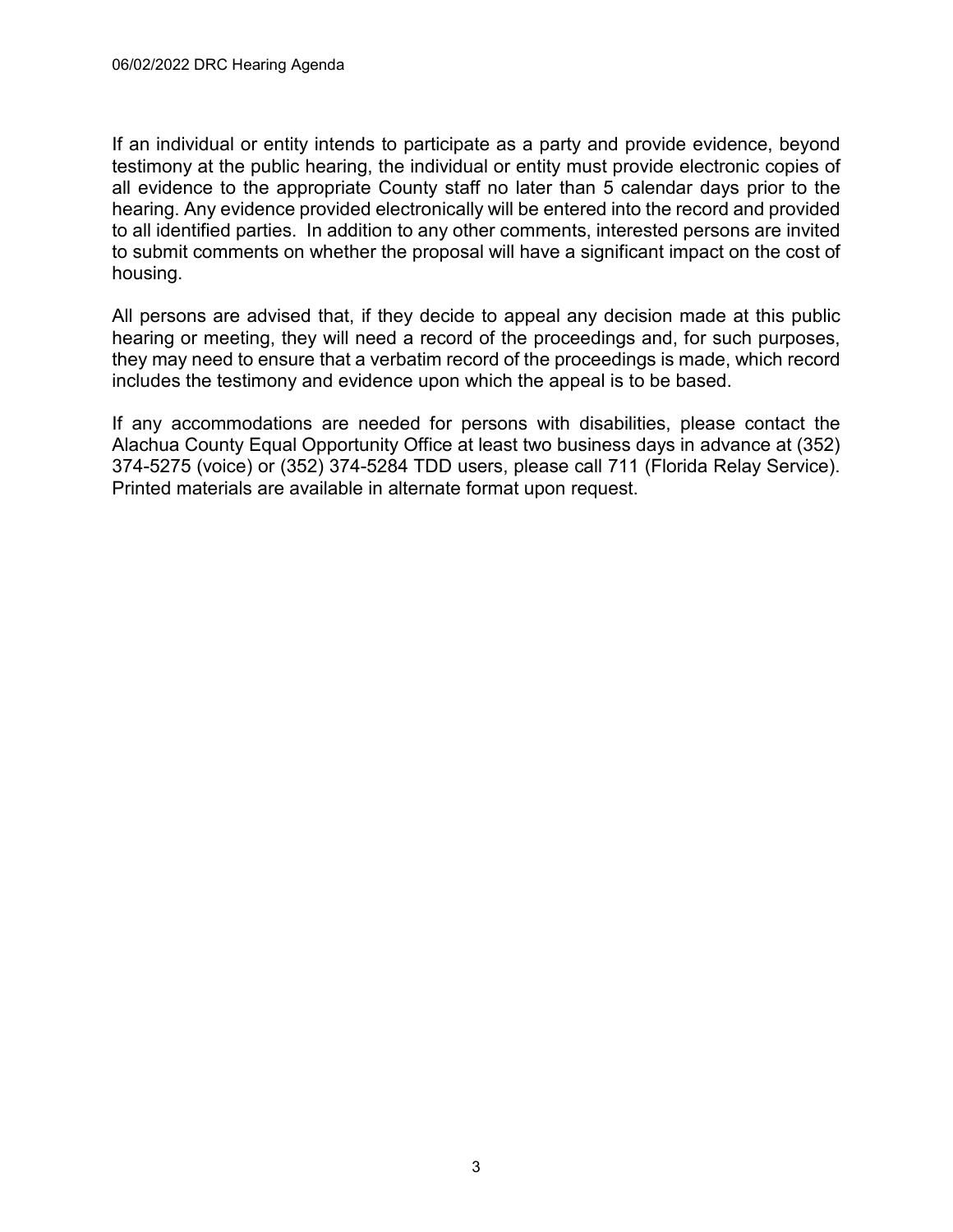If an individual or entity intends to participate as a party and provide evidence, beyond testimony at the public hearing, the individual or entity must provide electronic copies of all evidence to the appropriate County staff no later than 5 calendar days prior to the hearing. Any evidence provided electronically will be entered into the record and provided to all identified parties. In addition to any other comments, interested persons are invited to submit comments on whether the proposal will have a significant impact on the cost of housing.

All persons are advised that, if they decide to appeal any decision made at this public hearing or meeting, they will need a record of the proceedings and, for such purposes, they may need to ensure that a verbatim record of the proceedings is made, which record includes the testimony and evidence upon which the appeal is to be based.

If any accommodations are needed for persons with disabilities, please contact the Alachua County Equal Opportunity Office at least two business days in advance at (352) 374-5275 (voice) or (352) 374-5284 TDD users, please call 711 (Florida Relay Service). Printed materials are available in alternate format upon request.